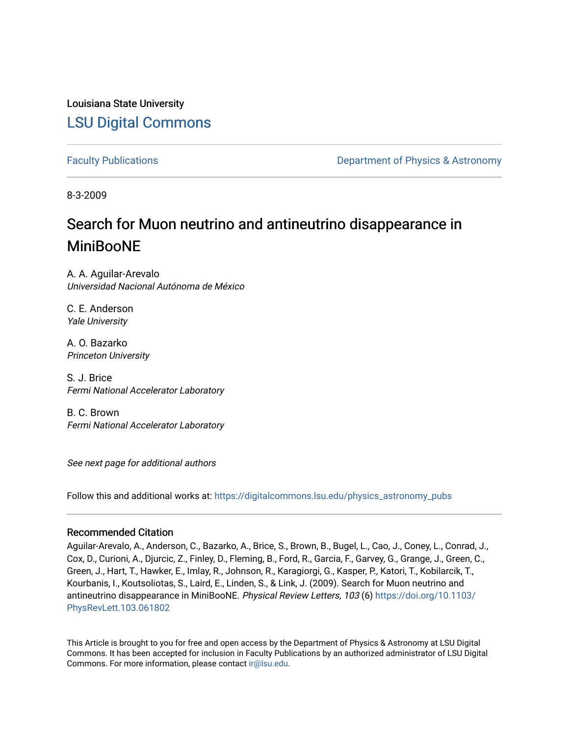Louisiana State University

# LSU Digital Commons

Faculty Publications | Department of Physics & Astronomy

8-3-2009

# Search for Muon neutrino and antineutrino disappearance in MiniBooNE

A. A. Aguilar-Arevalo
*Universidad Nacional Autónoma de México*

C. E. Anderson
*Yale University*

A. O. Bazarko
*Princeton University*

S. J. Brice
*Fermi National Accelerator Laboratory*

B. C. Brown
*Fermi National Accelerator Laboratory*

*See next page for additional authors*

Follow this and additional works at: https://digitalcommons.lsu.edu/physics_astronomy_pubs

## Recommended Citation

Aguilar-Arevalo, A., Anderson, C., Bazarko, A., Brice, S., Brown, B., Bugel, L., Cao, J., Coney, L., Conrad, J., Cox, D., Curioni, A., Djurcic, Z., Finley, D., Fleming, B., Ford, R., Garcia, F., Garvey, G., Grange, J., Green, C., Green, J., Hart, T., Hawker, E., Imlay, R., Johnson, R., Karagiorgi, G., Kasper, P., Katori, T., Kobilarcik, T., Kourbanis, I., Koutsoliotas, S., Laird, E., Linden, S., & Link, J. (2009). Search for Muon neutrino and antineutrino disappearance in MiniBooNE. *Physical Review Letters, 103* (6) https://doi.org/10.1103/PhysRevLett.103.061802

This Article is brought to you for free and open access by the Department of Physics & Astronomy at LSU Digital Commons. It has been accepted for inclusion in Faculty Publications by an authorized administrator of LSU Digital Commons. For more information, please contact ir@lsu.edu.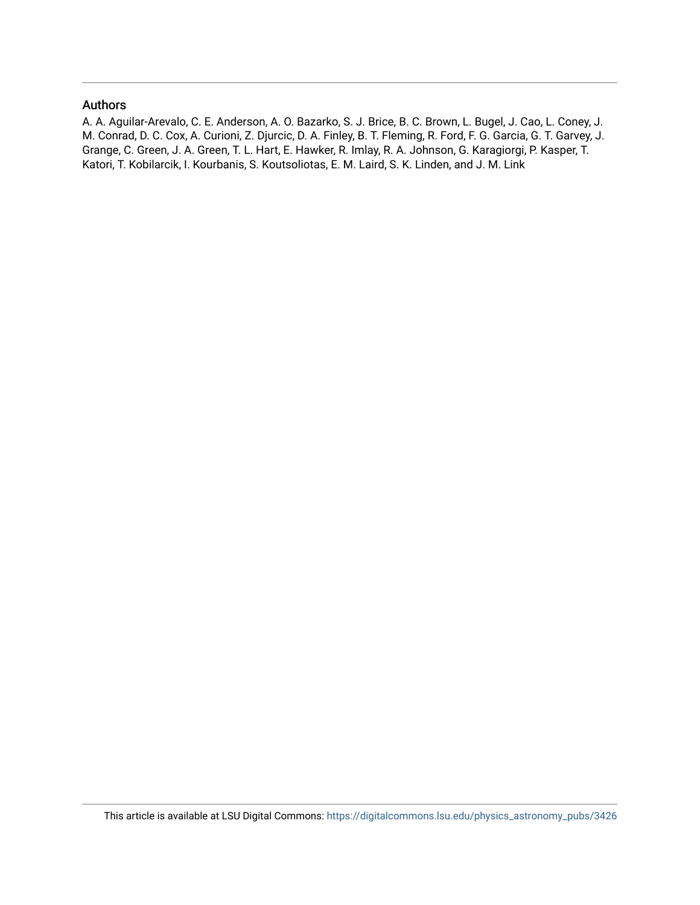## Authors

A. A. Aguilar-Arevalo, C. E. Anderson, A. O. Bazarko, S. J. Brice, B. C. Brown, L. Bugel, J. Cao, L. Coney, J. M. Conrad, D. C. Cox, A. Curioni, Z. Djurcic, D. A. Finley, B. T. Fleming, R. Ford, F. G. Garcia, G. T. Garvey, J. Grange, C. Green, J. A. Green, T. L. Hart, E. Hawker, R. Imlay, R. A. Johnson, G. Karagiorgi, P. Kasper, T. Katori, T. Kobilarcik, I. Kourbanis, S. Koutsoliotas, E. M. Laird, S. K. Linden, and J. M. Link

This article is available at LSU Digital Commons: https://digitalcommons.lsu.edu/physics_astronomy_pubs/3426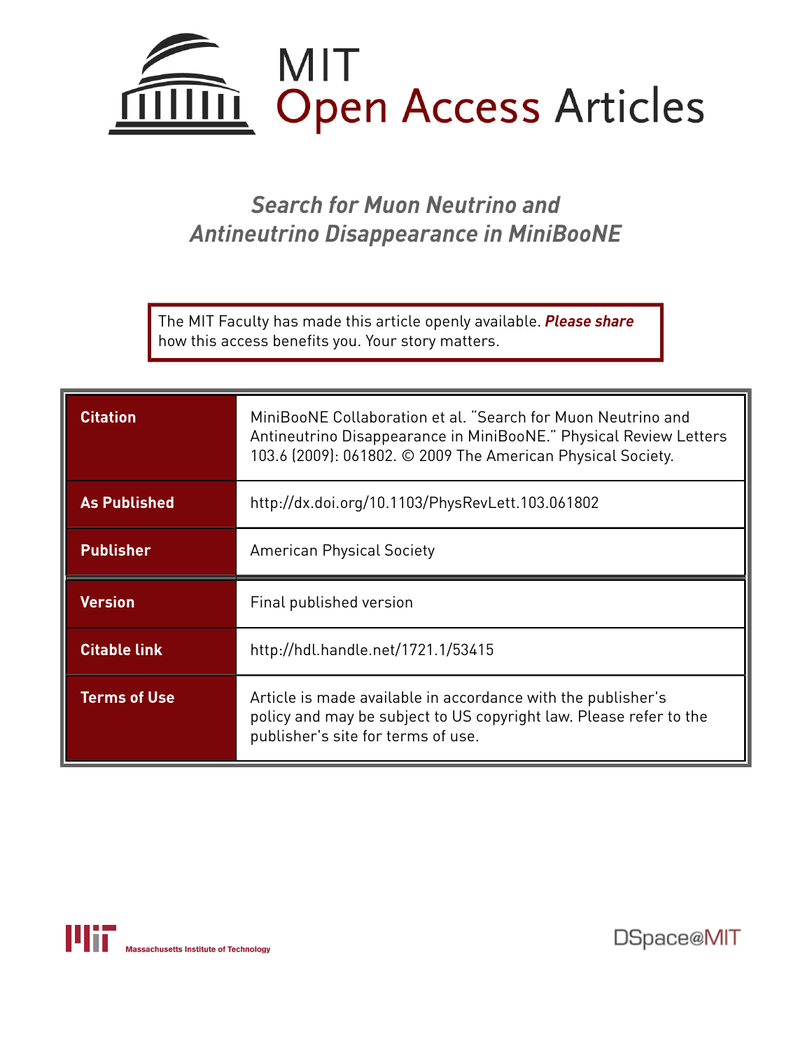# MIT Open Access Articles

## *Search for Muon Neutrino and Antineutrino Disappearance in MiniBooNE*

The MIT Faculty has made this article openly available. ***Please share*** how this access benefits you. Your story matters.

| | |
|---|---|
| **Citation** | MiniBooNE Collaboration et al. "Search for Muon Neutrino and Antineutrino Disappearance in MiniBooNE." Physical Review Letters 103.6 (2009): 061802. © 2009 The American Physical Society. |
| **As Published** | http://dx.doi.org/10.1103/PhysRevLett.103.061802 |
| **Publisher** | American Physical Society |
| **Version** | Final published version |
| **Citable link** | http://hdl.handle.net/1721.1/53415 |
| **Terms of Use** | Article is made available in accordance with the publisher's policy and may be subject to US copyright law. Please refer to the publisher's site for terms of use. |

Massachusetts Institute of Technology

DSpace@MIT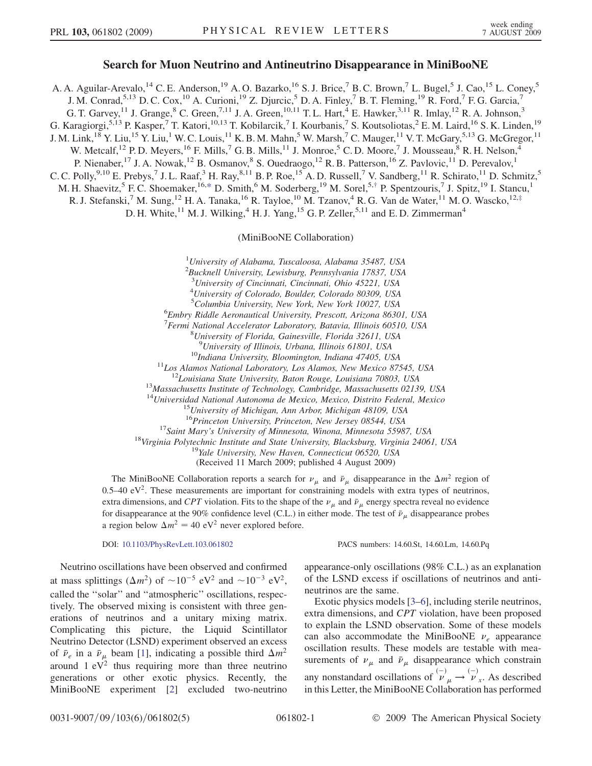# Search for Muon Neutrino and Antineutrino Disappearance in MiniBooNE

A. A. Aguilar-Arevalo,[14] C. E. Anderson,[19] A. O. Bazarko,[16] S. J. Brice,[7] B. C. Brown,[7] L. Bugel,[5] J. Cao,[15] L. Coney,[5] J. M. Conrad,[5,13] D. C. Cox,[10] A. Curioni,[19] Z. Djurcic,[5] D. A. Finley,[7] B. T. Fleming,[19] R. Ford,[7] F. G. Garcia,[7] G. T. Garvey,[11] J. Grange,[8] C. Green,[7,11] J. A. Green,[10,11] T. L. Hart,[4] E. Hawker,[3,11] R. Imlay,[12] R. A. Johnson,[3] G. Karagiorgi,[5,13] P. Kasper,[7] T. Katori,[10,13] T. Kobilarcik,[7] I. Kourbanis,[7] S. Koutsoliotas,[2] E. M. Laird,[16] S. K. Linden,[19] J. M. Link,[18] Y. Liu,[15] Y. Liu,[1] W. C. Louis,[11] K. B. M. Mahn,[5] W. Marsh,[7] C. Mauger,[11] V. T. McGary,[5,13] G. McGregor,[11] W. Metcalf,[12] P. D. Meyers,[16] F. Mills,[7] G. B. Mills,[11] J. Monroe,[5] C. D. Moore,[7] J. Mousseau,[8] R. H. Nelson,[4] P. Nienaber,[17] J. A. Nowak,[12] B. Osmanov,[8] S. Ouedraogo,[12] R. B. Patterson,[16] Z. Pavlovic,[11] D. Perevalov,[1] C. C. Polly,[9,10] E. Prebys,[7] J. L. Raaf,[3] H. Ray,[8,11] B. P. Roe,[15] A. D. Russell,[7] V. Sandberg,[11] R. Schirato,[11] D. Schmitz,[5] M. H. Shaevitz,[5] F. C. Shoemaker,[16,*] D. Smith,[6] M. Soderberg,[19] M. Sorel,[5,†] P. Spentzouris,[7] J. Spitz,[19] I. Stancu,[1] R. J. Stefanski,[7] M. Sung,[12] H. A. Tanaka,[16] R. Tayloe,[10] M. Tzanov,[4] R. G. Van de Water,[11] M. O. Wascko,[12,‡] D. H. White,[11] M. J. Wilking,[4] H. J. Yang,[15] G. P. Zeller,[5,11] and E. D. Zimmerman[4]

(MiniBooNE Collaboration)

[1]University of Alabama, Tuscaloosa, Alabama 35487, USA
[2]Bucknell University, Lewisburg, Pennsylvania 17837, USA
[3]University of Cincinnati, Cincinnati, Ohio 45221, USA
[4]University of Colorado, Boulder, Colorado 80309, USA
[5]Columbia University, New York, New York 10027, USA
[6]Embry Riddle Aeronautical University, Prescott, Arizona 86301, USA
[7]Fermi National Accelerator Laboratory, Batavia, Illinois 60510, USA
[8]University of Florida, Gainesville, Florida 32611, USA
[9]University of Illinois, Urbana, Illinois 61801, USA
[10]Indiana University, Bloomington, Indiana 47405, USA
[11]Los Alamos National Laboratory, Los Alamos, New Mexico 87545, USA
[12]Louisiana State University, Baton Rouge, Louisiana 70803, USA
[13]Massachusetts Institute of Technology, Cambridge, Massachusetts 02139, USA
[14]Universidad National Autonoma de Mexico, Mexico, Distrito Federal, Mexico
[15]University of Michigan, Ann Arbor, Michigan 48109, USA
[16]Princeton University, Princeton, New Jersey 08544, USA
[17]Saint Mary's University of Minnesota, Winona, Minnesota 55987, USA
[18]Virginia Polytechnic Institute and State University, Blacksburg, Virginia 24061, USA
[19]Yale University, New Haven, Connecticut 06520, USA

(Received 11 March 2009; published 4 August 2009)

The MiniBooNE Collaboration reports a search for $\nu_\mu$ and $\bar{\nu}_\mu$ disappearance in the $\Delta m^2$ region of 0.5–40 $\text{eV}^2$. These measurements are important for constraining models with extra types of neutrinos, extra dimensions, and *CPT* violation. Fits to the shape of the $\nu_\mu$ and $\bar{\nu}_\mu$ energy spectra reveal no evidence for disappearance at the 90% confidence level (C.L.) in either mode. The test of $\bar{\nu}_\mu$ disappearance probes a region below $\Delta m^2 = 40\ \text{eV}^2$ never explored before.

DOI: 10.1103/PhysRevLett.103.061802 PACS numbers: 14.60.St, 14.60.Lm, 14.60.Pq

Neutrino oscillations have been observed and confirmed at mass splittings ($\Delta m^2$) of $\sim 10^{-5}\ \text{eV}^2$ and $\sim 10^{-3}\ \text{eV}^2$, called the "solar" and "atmospheric" oscillations, respectively. The observed mixing is consistent with three generations of neutrinos and a unitary mixing matrix. Complicating this picture, the Liquid Scintillator Neutrino Detector (LSND) experiment observed an excess of $\bar{\nu}_e$ in a $\bar{\nu}_\mu$ beam [1], indicating a possible third $\Delta m^2$ around 1 $\text{eV}^2$ thus requiring more than three neutrino generations or other exotic physics. Recently, the MiniBooNE experiment [2] excluded two-neutrino appearance-only oscillations (98% C.L.) as an explanation of the LSND excess if oscillations of neutrinos and antineutrinos are the same.

Exotic physics models [3–6], including sterile neutrinos, extra dimensions, and *CPT* violation, have been proposed to explain the LSND observation. Some of these models can also accommodate the MiniBooNE $\nu_e$ appearance oscillation results. These models are testable with measurements of $\nu_\mu$ and $\bar{\nu}_\mu$ disappearance which constrain any nonstandard oscillations of $\overset{(-)}{\nu}_\mu \rightarrow \overset{(-)}{\nu}_x$. As described in this Letter, the MiniBooNE Collaboration has performed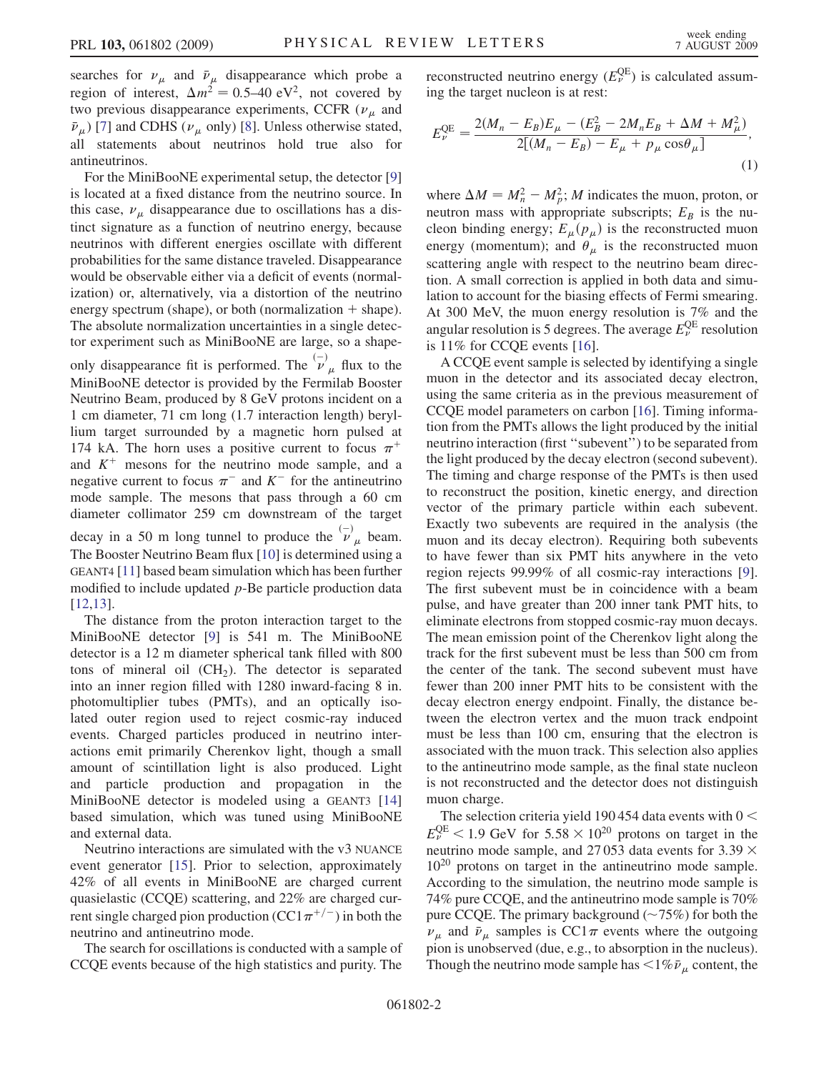searches for $\nu_\mu$ and $\bar{\nu}_\mu$ disappearance which probe a region of interest, $\Delta m^2 = 0.5$–$40\ \text{eV}^2$, not covered by two previous disappearance experiments, CCFR ($\nu_\mu$ and $\bar{\nu}_\mu$) [7] and CDHS ($\nu_\mu$ only) [8]. Unless otherwise stated, all statements about neutrinos hold true also for antineutrinos.

For the MiniBooNE experimental setup, the detector [9] is located at a fixed distance from the neutrino source. In this case, $\nu_\mu$ disappearance due to oscillations has a distinct signature as a function of neutrino energy, because neutrinos with different energies oscillate with different probabilities for the same distance traveled. Disappearance would be observable either via a deficit of events (normalization) or, alternatively, via a distortion of the neutrino energy spectrum (shape), or both (normalization + shape). The absolute normalization uncertainties in a single detector experiment such as MiniBooNE are large, so a shape-only disappearance fit is performed. The $\overset{(-)}{\nu}_\mu$ flux to the MiniBooNE detector is provided by the Fermilab Booster Neutrino Beam, produced by 8 GeV protons incident on a 1 cm diameter, 71 cm long (1.7 interaction length) beryllium target surrounded by a magnetic horn pulsed at 174 kA. The horn uses a positive current to focus $\pi^+$ and $K^+$ mesons for the neutrino mode sample, and a negative current to focus $\pi^-$ and $K^-$ for the antineutrino mode sample. The mesons that pass through a 60 cm diameter collimator 259 cm downstream of the target decay in a 50 m long tunnel to produce the $\overset{(-)}{\nu}_\mu$ beam. The Booster Neutrino Beam flux [10] is determined using a GEANT4 [11] based beam simulation which has been further modified to include updated $p$-Be particle production data [12,13].

The distance from the proton interaction target to the MiniBooNE detector [9] is 541 m. The MiniBooNE detector is a 12 m diameter spherical tank filled with 800 tons of mineral oil ($CH_2$). The detector is separated into an inner region filled with 1280 inward-facing 8 in. photomultiplier tubes (PMTs), and an optically isolated outer region used to reject cosmic-ray induced events. Charged particles produced in neutrino interactions emit primarily Cherenkov light, though a small amount of scintillation light is also produced. Light and particle production and propagation in the MiniBooNE detector is modeled using a GEANT3 [14] based simulation, which was tuned using MiniBooNE and external data.

Neutrino interactions are simulated with the v3 NUANCE event generator [15]. Prior to selection, approximately 42% of all events in MiniBooNE are charged current quasielastic (CCQE) scattering, and 22% are charged current single charged pion production ($\text{CC}1\pi^{+/-}$) in both the neutrino and antineutrino mode.

The search for oscillations is conducted with a sample of CCQE events because of the high statistics and purity. The reconstructed neutrino energy ($E_\nu^{\text{QE}}$) is calculated assuming the target nucleon is at rest:

$$E_\nu^{\text{QE}} = \frac{2(M_n - E_B)E_\mu - (E_B^2 - 2M_nE_B + \Delta M + M_\mu^2)}{2[(M_n - E_B) - E_\mu + p_\mu \cos\theta_\mu]}, \tag{1}$$

where $\Delta M = M_n^2 - M_p^2$; $M$ indicates the muon, proton, or neutron mass with appropriate subscripts; $E_B$ is the nucleon binding energy; $E_\mu (p_\mu)$ is the reconstructed muon energy (momentum); and $\theta_\mu$ is the reconstructed muon scattering angle with respect to the neutrino beam direction. A small correction is applied in both data and simulation to account for the biasing effects of Fermi smearing. At 300 MeV, the muon energy resolution is 7% and the angular resolution is 5 degrees. The average $E_\nu^{\text{QE}}$ resolution is 11% for CCQE events [16].

A CCQE event sample is selected by identifying a single muon in the detector and its associated decay electron, using the same criteria as in the previous measurement of CCQE model parameters on carbon [16]. Timing information from the PMTs allows the light produced by the initial neutrino interaction (first "subevent") to be separated from the light produced by the decay electron (second subevent). The timing and charge response of the PMTs is then used to reconstruct the position, kinetic energy, and direction vector of the primary particle within each subevent. Exactly two subevents are required in the analysis (the muon and its decay electron). Requiring both subevents to have fewer than six PMT hits anywhere in the veto region rejects 99.99% of all cosmic-ray interactions [9]. The first subevent must be in coincidence with a beam pulse, and have greater than 200 inner tank PMT hits, to eliminate electrons from stopped cosmic-ray muon decays. The mean emission point of the Cherenkov light along the track for the first subevent must be less than 500 cm from the center of the tank. The second subevent must have fewer than 200 inner PMT hits to be consistent with the decay electron energy endpoint. Finally, the distance between the electron vertex and the muon track endpoint must be less than 100 cm, ensuring that the electron is associated with the muon track. This selection also applies to the antineutrino mode sample, as the final state nucleon is not reconstructed and the detector does not distinguish muon charge.

The selection criteria yield 190 454 data events with $0 < E_\nu^{\text{QE}} < 1.9$ GeV for $5.58 \times 10^{20}$ protons on target in the neutrino mode sample, and 27 053 data events for $3.39 \times 10^{20}$ protons on target in the antineutrino mode sample. According to the simulation, the neutrino mode sample is 74% pure CCQE, and the antineutrino mode sample is 70% pure CCQE. The primary background ($\sim$75%) for both the $\nu_\mu$ and $\bar{\nu}_\mu$ samples is $\text{CC}1\pi$ events where the outgoing pion is unobserved (due, e.g., to absorption in the nucleus). Though the neutrino mode sample has $<1\%\ \bar{\nu}_\mu$ content, the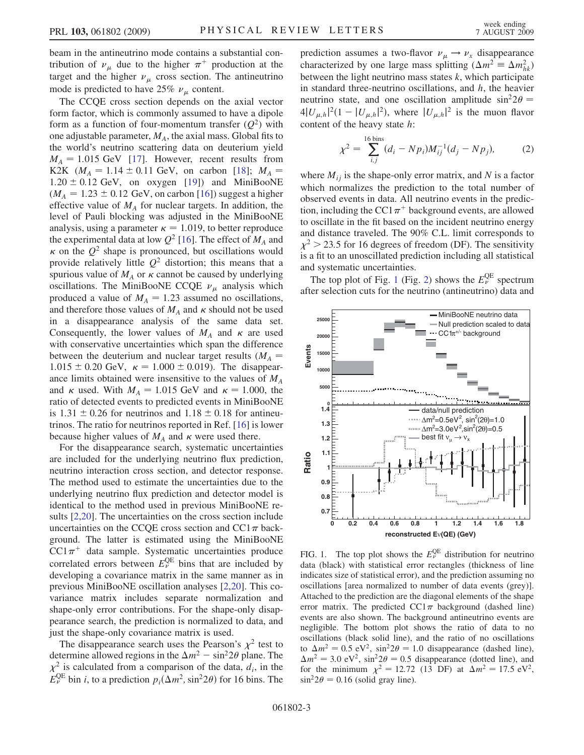beam in the antineutrino mode contains a substantial contribution of $\nu_\mu$ due to the higher $\pi^+$ production at the target and the higher $\nu_\mu$ cross section. The antineutrino mode is predicted to have 25% $\nu_\mu$ content.

The CCQE cross section depends on the axial vector form factor, which is commonly assumed to have a dipole form as a function of four-momentum transfer ($Q^2$) with one adjustable parameter, $M_A$, the axial mass. Global fits to the world's neutrino scattering data on deuterium yield $M_A = 1.015$ GeV [17]. However, recent results from K2K ($M_A = 1.14 \pm 0.11$ GeV, on carbon [18]; $M_A = 1.20 \pm 0.12$ GeV, on oxygen [19]) and MiniBooNE ($M_A = 1.23 \pm 0.12$ GeV, on carbon [16]) suggest a higher effective value of $M_A$ for nuclear targets. In addition, the level of Pauli blocking was adjusted in the MiniBooNE analysis, using a parameter $\kappa = 1.019$, to better reproduce the experimental data at low $Q^2$ [16]. The effect of $M_A$ and $\kappa$ on the $Q^2$ shape is pronounced, but oscillations would provide relatively little $Q^2$ distortion; this means that a spurious value of $M_A$ or $\kappa$ cannot be caused by underlying oscillations. The MiniBooNE CCQE $\nu_\mu$ analysis which produced a value of $M_A = 1.23$ assumed no oscillations, and therefore those values of $M_A$ and $\kappa$ should not be used in a disappearance analysis of the same data set. Consequently, the lower values of $M_A$ and $\kappa$ are used with conservative uncertainties which span the difference between the deuterium and nuclear target results ($M_A = 1.015 \pm 0.20$ GeV, $\kappa = 1.000 \pm 0.019$). The disappearance limits obtained were insensitive to the values of $M_A$ and $\kappa$ used. With $M_A = 1.015$ GeV and $\kappa = 1.000$, the ratio of detected events to predicted events in MiniBooNE is $1.31 \pm 0.26$ for neutrinos and $1.18 \pm 0.18$ for antineutrinos. The ratio for neutrinos reported in Ref. [16] is lower because higher values of $M_A$ and $\kappa$ were used there.

For the disappearance search, systematic uncertainties are included for the underlying neutrino flux prediction, neutrino interaction cross section, and detector response. The method used to estimate the uncertainties due to the underlying neutrino flux prediction and detector model is identical to the method used in previous MiniBooNE results [2,20]. The uncertainties on the cross section include uncertainties on the CCQE cross section and CC$1\pi$ background. The latter is estimated using the MiniBooNE CC$1\pi^+$ data sample. Systematic uncertainties produce correlated errors between $E_\nu^{\rm QE}$ bins that are included by developing a covariance matrix in the same manner as in previous MiniBooNE oscillation analyses [2,20]. This covariance matrix includes separate normalization and shape-only error contributions. For the shape-only disappearance search, the prediction is normalized to data, and just the shape-only covariance matrix is used.

The disappearance search uses the Pearson's $\chi^2$ test to determine allowed regions in the $\Delta m^2 - \sin^2 2\theta$ plane. The $\chi^2$ is calculated from a comparison of the data, $d_i$, in the $E_\nu^{\rm QE}$ bin $i$, to a prediction $p_i(\Delta m^2, \sin^2 2\theta)$ for 16 bins. The prediction assumes a two-flavor $\nu_\mu \to \nu_x$ disappearance characterized by one large mass splitting ($\Delta m^2 \equiv \Delta m^2_{hk}$) between the light neutrino mass states $k$, which participate in standard three-neutrino oscillations, and $h$, the heavier neutrino state, and one oscillation amplitude $\sin^2 2\theta = 4|U_{\mu,h}|^2(1 - |U_{\mu,h}|^2)$, where $|U_{\mu,h}|^2$ is the muon flavor content of the heavy state $h$:

$$\chi^2 = \sum_{i,j}^{16\ \text{bins}} (d_i - Np_i) M_{ij}^{-1} (d_j - Np_j), \tag{2}$$

where $M_{ij}$ is the shape-only error matrix, and $N$ is a factor which normalizes the prediction to the total number of observed events in data. All neutrino events in the prediction, including the CC$1\pi^+$ background events, are allowed to oscillate in the fit based on the incident neutrino energy and distance traveled. The 90% C.L. limit corresponds to $\chi^2 > 23.5$ for 16 degrees of freedom (DF). The sensitivity is a fit to an unoscillated prediction including all statistical and systematic uncertainties.

The top plot of Fig. 1 (Fig. 2) shows the $E_\nu^{\rm QE}$ spectrum after selection cuts for the neutrino (antineutrino) data and

FIG. 1. The top plot shows the $E_\nu^{\rm QE}$ distribution for neutrino data (black) with statistical error rectangles (thickness of line indicates size of statistical error), and the prediction assuming no oscillations [area normalized to number of data events (grey)]. Attached to the prediction are the diagonal elements of the shape error matrix. The predicted CC$1\pi$ background (dashed line) events are also shown. The background antineutrino events are negligible. The bottom plot shows the ratio of data to no oscillations (black solid line), and the ratio of no oscillations to $\Delta m^2 = 0.5$ eV$^2$, $\sin^2 2\theta = 1.0$ disappearance (dashed line), $\Delta m^2 = 3.0$ eV$^2$, $\sin^2 2\theta = 0.5$ disappearance (dotted line), and for the minimum $\chi^2 = 12.72$ (13 DF) at $\Delta m^2 = 17.5$ eV$^2$, $\sin^2 2\theta = 0.16$ (solid gray line).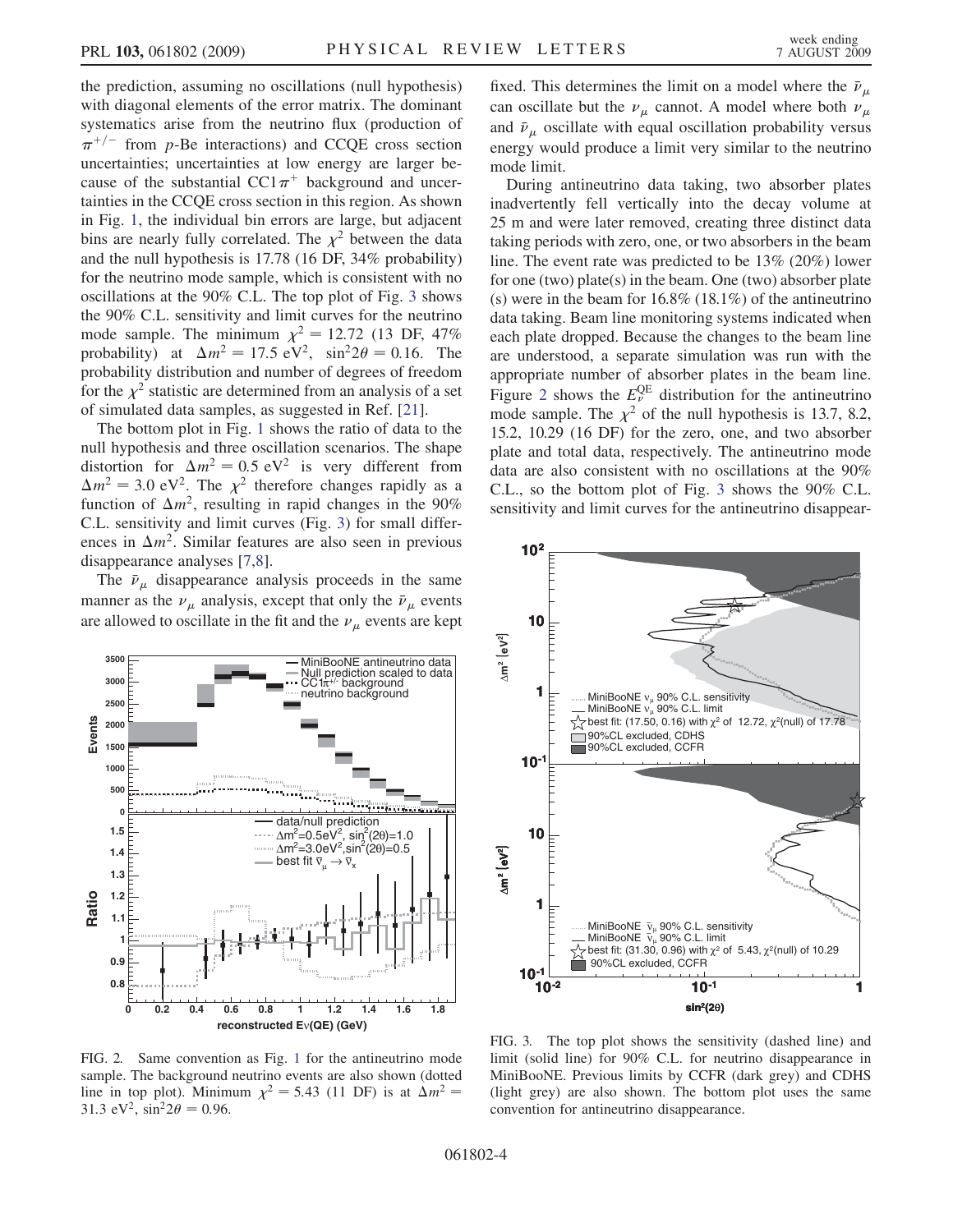the prediction, assuming no oscillations (null hypothesis) with diagonal elements of the error matrix. The dominant systematics arise from the neutrino flux (production of $\pi^{+/-}$ from $p$-Be interactions) and CCQE cross section uncertainties; uncertainties at low energy are larger because of the substantial CC$1\pi^+$ background and uncertainties in the CCQE cross section in this region. As shown in Fig. 1, the individual bin errors are large, but adjacent bins are nearly fully correlated. The $\chi^2$ between the data and the null hypothesis is 17.78 (16 DF, 34% probability) for the neutrino mode sample, which is consistent with no oscillations at the 90% C.L. The top plot of Fig. 3 shows the 90% C.L. sensitivity and limit curves for the neutrino mode sample. The minimum $\chi^2 = 12.72$ (13 DF, 47% probability) at $\Delta m^2 = 17.5$ eV$^2$, $\sin^2 2\theta = 0.16$. The probability distribution and number of degrees of freedom for the $\chi^2$ statistic are determined from an analysis of a set of simulated data samples, as suggested in Ref. [21].

The bottom plot in Fig. 1 shows the ratio of data to the null hypothesis and three oscillation scenarios. The shape distortion for $\Delta m^2 = 0.5$ eV$^2$ is very different from $\Delta m^2 = 3.0$ eV$^2$. The $\chi^2$ therefore changes rapidly as a function of $\Delta m^2$, resulting in rapid changes in the 90% C.L. sensitivity and limit curves (Fig. 3) for small differences in $\Delta m^2$. Similar features are also seen in previous disappearance analyses [7,8].

The $\bar{\nu}_\mu$ disappearance analysis proceeds in the same manner as the $\nu_\mu$ analysis, except that only the $\bar{\nu}_\mu$ events are allowed to oscillate in the fit and the $\nu_\mu$ events are kept fixed. This determines the limit on a model where the $\bar{\nu}_\mu$ can oscillate but the $\nu_\mu$ cannot. A model where both $\nu_\mu$ and $\bar{\nu}_\mu$ oscillate with equal oscillation probability versus energy would produce a limit very similar to the neutrino mode limit.

During antineutrino data taking, two absorber plates inadvertently fell vertically into the decay volume at 25 m and were later removed, creating three distinct data taking periods with zero, one, or two absorbers in the beam line. The event rate was predicted to be 13% (20%) lower for one (two) plate(s) in the beam. One (two) absorber plate (s) were in the beam for 16.8% (18.1%) of the antineutrino data taking. Beam line monitoring systems indicated when each plate dropped. Because the changes to the beam line are understood, a separate simulation was run with the appropriate number of absorber plates in the beam line. Figure 2 shows the $E_\nu^{\rm QE}$ distribution for the antineutrino mode sample. The $\chi^2$ of the null hypothesis is 13.7, 8.2, 15.2, 10.29 (16 DF) for the zero, one, and two absorber plate and total data, respectively. The antineutrino mode data are also consistent with no oscillations at the 90% C.L., so the bottom plot of Fig. 3 shows the 90% C.L. sensitivity and limit curves for the antineutrino disappear-

FIG. 2. Same convention as Fig. 1 for the antineutrino mode sample. The background neutrino events are also shown (dotted line in top plot). Minimum $\chi^2 = 5.43$ (11 DF) is at $\Delta m^2 = 31.3$ eV$^2$, $\sin^2 2\theta = 0.96$.

FIG. 3. The top plot shows the sensitivity (dashed line) and limit (solid line) for 90% C.L. for neutrino disappearance in MiniBooNE. Previous limits by CCFR (dark grey) and CDHS (light grey) are also shown. The bottom plot uses the same convention for antineutrino disappearance.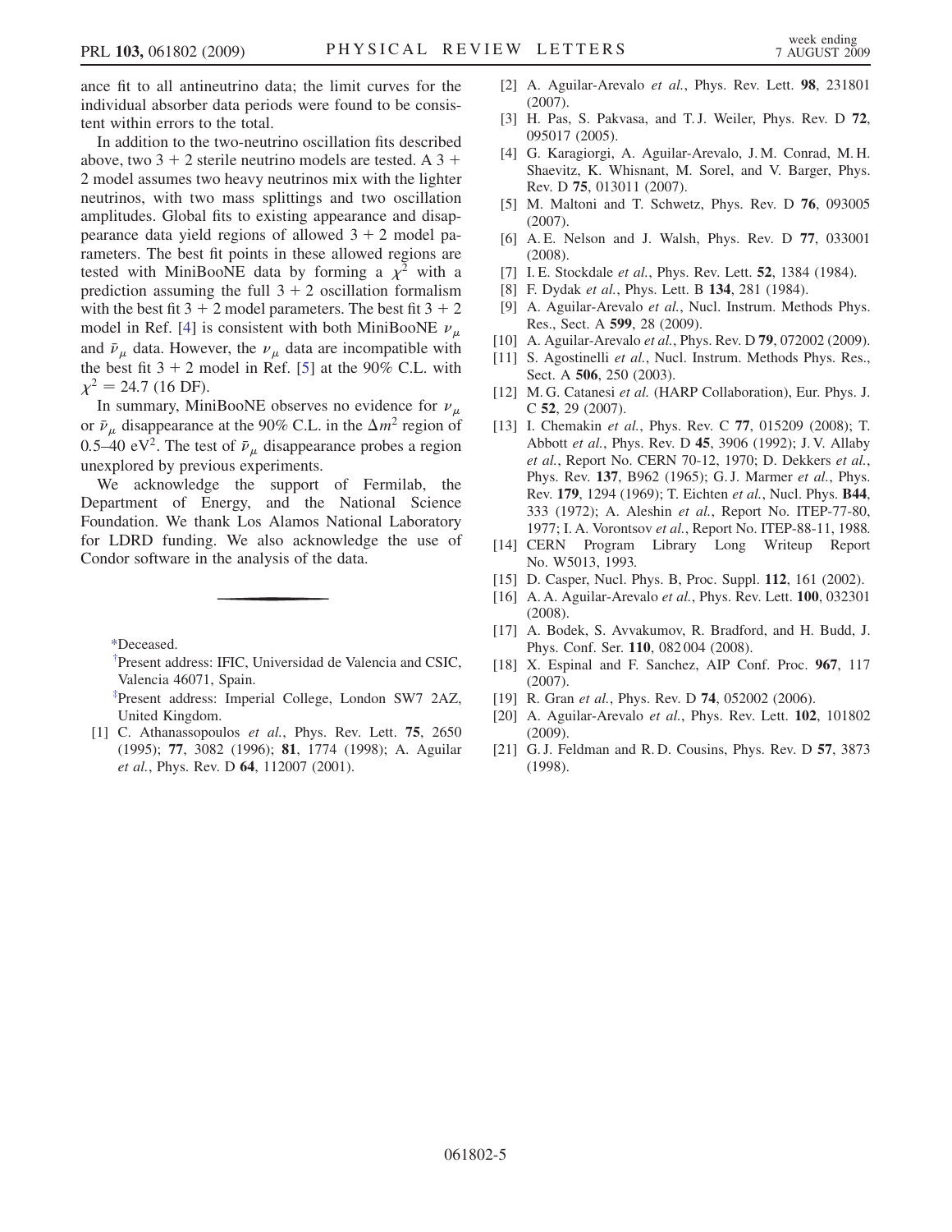ance fit to all antineutrino data; the limit curves for the individual absorber data periods were found to be consistent within errors to the total.

In addition to the two-neutrino oscillation fits described above, two $3+2$ sterile neutrino models are tested. A $3+2$ model assumes two heavy neutrinos mix with the lighter neutrinos, with two mass splittings and two oscillation amplitudes. Global fits to existing appearance and disappearance data yield regions of allowed $3+2$ model parameters. The best fit points in these allowed regions are tested with MiniBooNE data by forming a $\chi^2$ with a prediction assuming the full $3+2$ oscillation formalism with the best fit $3+2$ model parameters. The best fit $3+2$ model in Ref. [4] is consistent with both MiniBooNE $\nu_\mu$ and $\bar{\nu}_\mu$ data. However, the $\nu_\mu$ data are incompatible with the best fit $3+2$ model in Ref. [5] at the 90% C.L. with $\chi^2 = 24.7$ (16 DF).

In summary, MiniBooNE observes no evidence for $\nu_\mu$ or $\bar{\nu}_\mu$ disappearance at the 90% C.L. in the $\Delta m^2$ region of 0.5–40 $\text{eV}^2$. The test of $\bar{\nu}_\mu$ disappearance probes a region unexplored by previous experiments.

We acknowledge the support of Fermilab, the Department of Energy, and the National Science Foundation. We thank Los Alamos National Laboratory for LDRD funding. We also acknowledge the use of Condor software in the analysis of the data.

---

*Deceased.

†Present address: IFIC, Universidad de Valencia and CSIC, Valencia 46071, Spain.

‡Present address: Imperial College, London SW7 2AZ, United Kingdom.

[1] C. Athanassopoulos *et al.*, Phys. Rev. Lett. **75**, 2650 (1995); **77**, 3082 (1996); **81**, 1774 (1998); A. Aguilar *et al.*, Phys. Rev. D **64**, 112007 (2001).

[2] A. Aguilar-Arevalo *et al.*, Phys. Rev. Lett. **98**, 231801 (2007).

[3] H. Pas, S. Pakvasa, and T. J. Weiler, Phys. Rev. D **72**, 095017 (2005).

[4] G. Karagiorgi, A. Aguilar-Arevalo, J. M. Conrad, M. H. Shaevitz, K. Whisnant, M. Sorel, and V. Barger, Phys. Rev. D **75**, 013011 (2007).

[5] M. Maltoni and T. Schwetz, Phys. Rev. D **76**, 093005 (2007).

[6] A. E. Nelson and J. Walsh, Phys. Rev. D **77**, 033001 (2008).

[7] I. E. Stockdale *et al.*, Phys. Rev. Lett. **52**, 1384 (1984).

[8] F. Dydak *et al.*, Phys. Lett. B **134**, 281 (1984).

[9] A. Aguilar-Arevalo *et al.*, Nucl. Instrum. Methods Phys. Res., Sect. A **599**, 28 (2009).

[10] A. Aguilar-Arevalo *et al.*, Phys. Rev. D **79**, 072002 (2009).

[11] S. Agostinelli *et al.*, Nucl. Instrum. Methods Phys. Res., Sect. A **506**, 250 (2003).

[12] M. G. Catanesi *et al.* (HARP Collaboration), Eur. Phys. J. C **52**, 29 (2007).

[13] I. Chemakin *et al.*, Phys. Rev. C **77**, 015209 (2008); T. Abbott *et al.*, Phys. Rev. D **45**, 3906 (1992); J. V. Allaby *et al.*, Report No. CERN 70-12, 1970; D. Dekkers *et al.*, Phys. Rev. **137**, B962 (1965); G. J. Marmer *et al.*, Phys. Rev. **179**, 1294 (1969); T. Eichten *et al.*, Nucl. Phys. **B44**, 333 (1972); A. Aleshin *et al.*, Report No. ITEP-77-80, 1977; I. A. Vorontsov *et al.*, Report No. ITEP-88-11, 1988.

[14] CERN Program Library Long Writeup Report No. W5013, 1993.

[15] D. Casper, Nucl. Phys. B, Proc. Suppl. **112**, 161 (2002).

[16] A. A. Aguilar-Arevalo *et al.*, Phys. Rev. Lett. **100**, 032301 (2008).

[17] A. Bodek, S. Avvakumov, R. Bradford, and H. Budd, J. Phys. Conf. Ser. **110**, 082 004 (2008).

[18] X. Espinal and F. Sanchez, AIP Conf. Proc. **967**, 117 (2007).

[19] R. Gran *et al.*, Phys. Rev. D **74**, 052002 (2006).

[20] A. Aguilar-Arevalo *et al.*, Phys. Rev. Lett. **102**, 101802 (2009).

[21] G. J. Feldman and R. D. Cousins, Phys. Rev. D **57**, 3873 (1998).